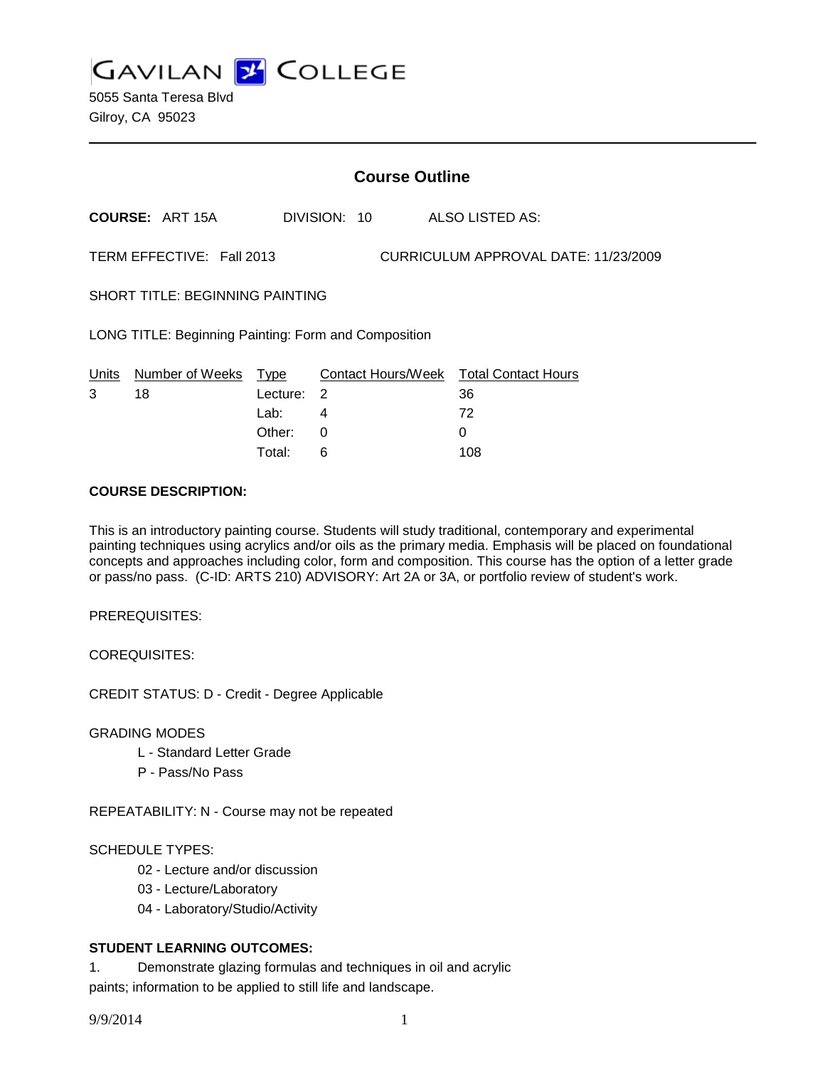# GAVILAN COLLEGE

5055 Santa Teresa Blvd
Gilroy, CA 95023

## Course Outline

**COURSE:** ART 15A DIVISION: 10 ALSO LISTED AS:

TERM EFFECTIVE: Fall 2013 CURRICULUM APPROVAL DATE: 11/23/2009

SHORT TITLE: BEGINNING PAINTING

LONG TITLE: Beginning Painting: Form and Composition

| Units | Number of Weeks | Type | Contact Hours/Week | Total Contact Hours |
|---|---|---|---|---|
| 3 | 18 | Lecture: | 2 | 36 |
| | | Lab: | 4 | 72 |
| | | Other: | 0 | 0 |
| | | Total: | 6 | 108 |

**COURSE DESCRIPTION:**

This is an introductory painting course. Students will study traditional, contemporary and experimental painting techniques using acrylics and/or oils as the primary media. Emphasis will be placed on foundational concepts and approaches including color, form and composition. This course has the option of a letter grade or pass/no pass. (C-ID: ARTS 210) ADVISORY: Art 2A or 3A, or portfolio review of student's work.

PREREQUISITES:

COREQUISITES:

CREDIT STATUS: D - Credit - Degree Applicable

GRADING MODES

- L - Standard Letter Grade
- P - Pass/No Pass

REPEATABILITY: N - Course may not be repeated

SCHEDULE TYPES:

- 02 - Lecture and/or discussion
- 03 - Lecture/Laboratory
- 04 - Laboratory/Studio/Activity

**STUDENT LEARNING OUTCOMES:**

1. Demonstrate glazing formulas and techniques in oil and acrylic paints; information to be applied to still life and landscape.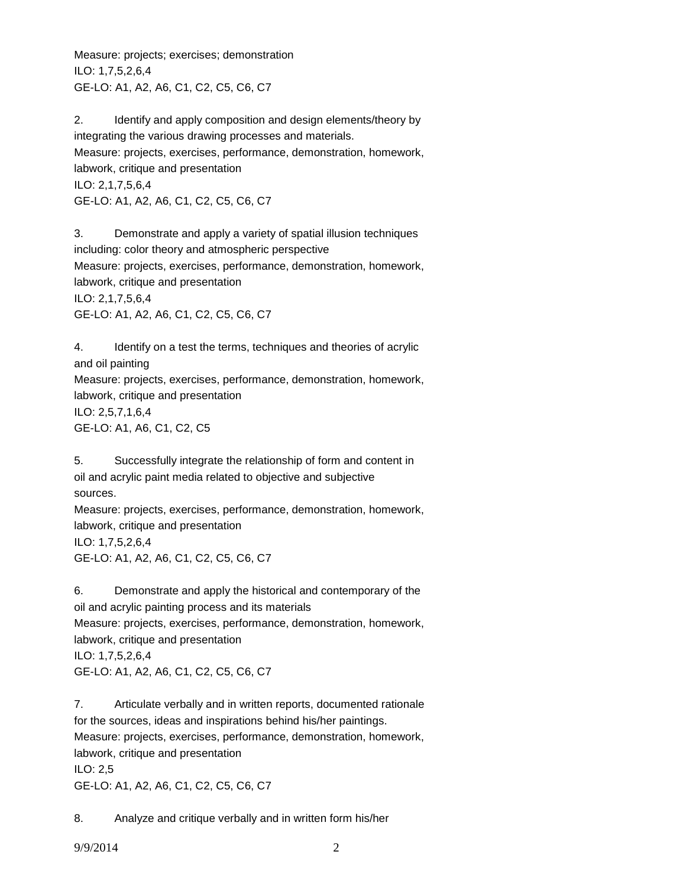Measure: projects; exercises; demonstration
ILO: 1,7,5,2,6,4
GE-LO: A1, A2, A6, C1, C2, C5, C6, C7

2. Identify and apply composition and design elements/theory by integrating the various drawing processes and materials.
Measure: projects, exercises, performance, demonstration, homework, labwork, critique and presentation
ILO: 2,1,7,5,6,4
GE-LO: A1, A2, A6, C1, C2, C5, C6, C7

3. Demonstrate and apply a variety of spatial illusion techniques including: color theory and atmospheric perspective
Measure: projects, exercises, performance, demonstration, homework, labwork, critique and presentation
ILO: 2,1,7,5,6,4
GE-LO: A1, A2, A6, C1, C2, C5, C6, C7

4. Identify on a test the terms, techniques and theories of acrylic and oil painting
Measure: projects, exercises, performance, demonstration, homework, labwork, critique and presentation
ILO: 2,5,7,1,6,4
GE-LO: A1, A6, C1, C2, C5

5. Successfully integrate the relationship of form and content in oil and acrylic paint media related to objective and subjective sources.
Measure: projects, exercises, performance, demonstration, homework, labwork, critique and presentation
ILO: 1,7,5,2,6,4
GE-LO: A1, A2, A6, C1, C2, C5, C6, C7

6. Demonstrate and apply the historical and contemporary of the oil and acrylic painting process and its materials
Measure: projects, exercises, performance, demonstration, homework, labwork, critique and presentation
ILO: 1,7,5,2,6,4
GE-LO: A1, A2, A6, C1, C2, C5, C6, C7

7. Articulate verbally and in written reports, documented rationale for the sources, ideas and inspirations behind his/her paintings.
Measure: projects, exercises, performance, demonstration, homework, labwork, critique and presentation
ILO: 2,5
GE-LO: A1, A2, A6, C1, C2, C5, C6, C7

8. Analyze and critique verbally and in written form his/her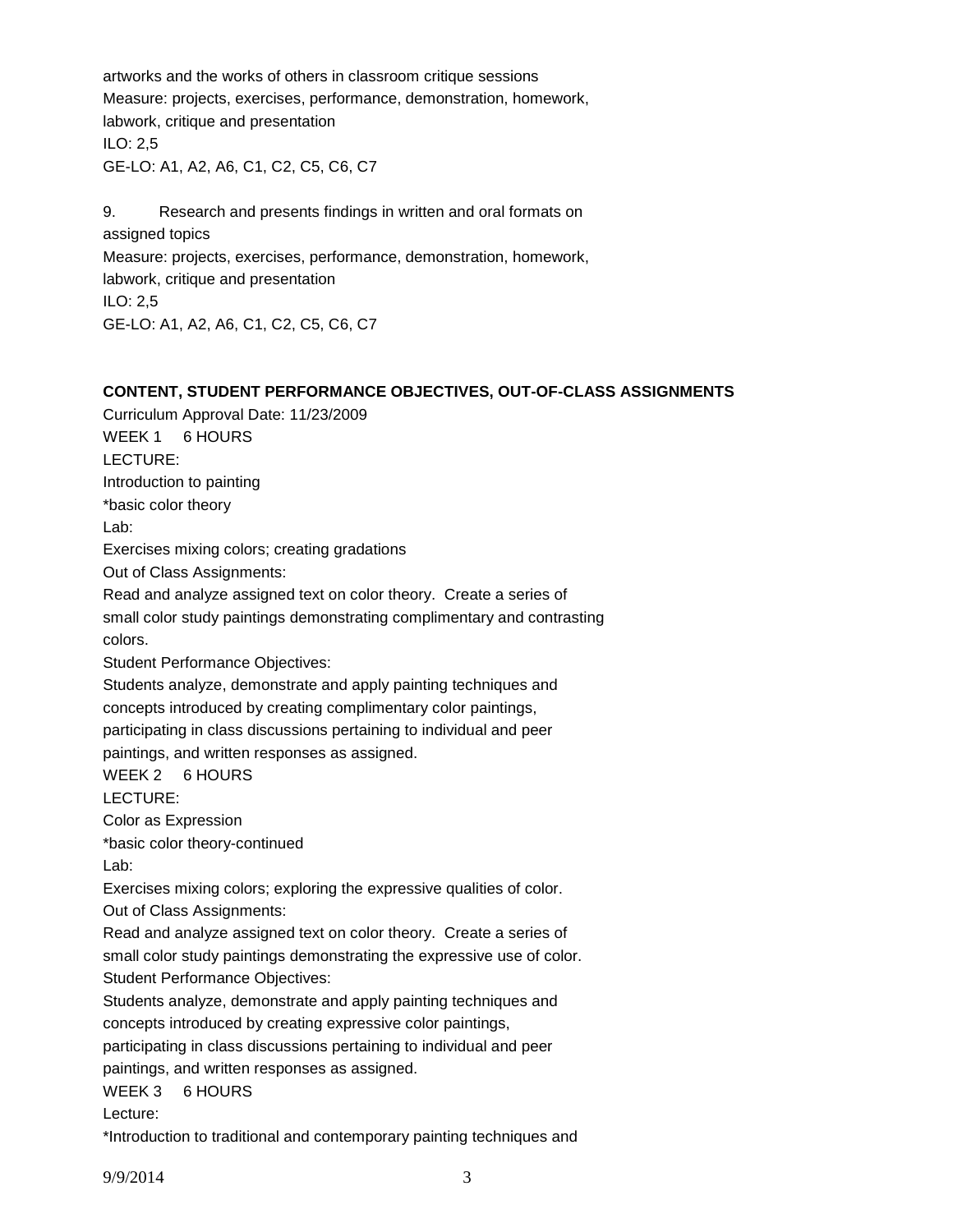artworks and the works of others in classroom critique sessions
Measure: projects, exercises, performance, demonstration, homework, labwork, critique and presentation
ILO: 2,5
GE-LO: A1, A2, A6, C1, C2, C5, C6, C7

9. Research and presents findings in written and oral formats on assigned topics
Measure: projects, exercises, performance, demonstration, homework, labwork, critique and presentation
ILO: 2,5
GE-LO: A1, A2, A6, C1, C2, C5, C6, C7

**CONTENT, STUDENT PERFORMANCE OBJECTIVES, OUT-OF-CLASS ASSIGNMENTS**

Curriculum Approval Date: 11/23/2009

WEEK 1 6 HOURS
LECTURE:
Introduction to painting
*basic color theory
Lab:
Exercises mixing colors; creating gradations
Out of Class Assignments:
Read and analyze assigned text on color theory. Create a series of small color study paintings demonstrating complimentary and contrasting colors.
Student Performance Objectives:
Students analyze, demonstrate and apply painting techniques and concepts introduced by creating complimentary color paintings, participating in class discussions pertaining to individual and peer paintings, and written responses as assigned.

WEEK 2 6 HOURS
LECTURE:
Color as Expression
*basic color theory-continued
Lab:
Exercises mixing colors; exploring the expressive qualities of color.
Out of Class Assignments:
Read and analyze assigned text on color theory. Create a series of small color study paintings demonstrating the expressive use of color.
Student Performance Objectives:
Students analyze, demonstrate and apply painting techniques and concepts introduced by creating expressive color paintings, participating in class discussions pertaining to individual and peer paintings, and written responses as assigned.

WEEK 3 6 HOURS
Lecture:
*Introduction to traditional and contemporary painting techniques and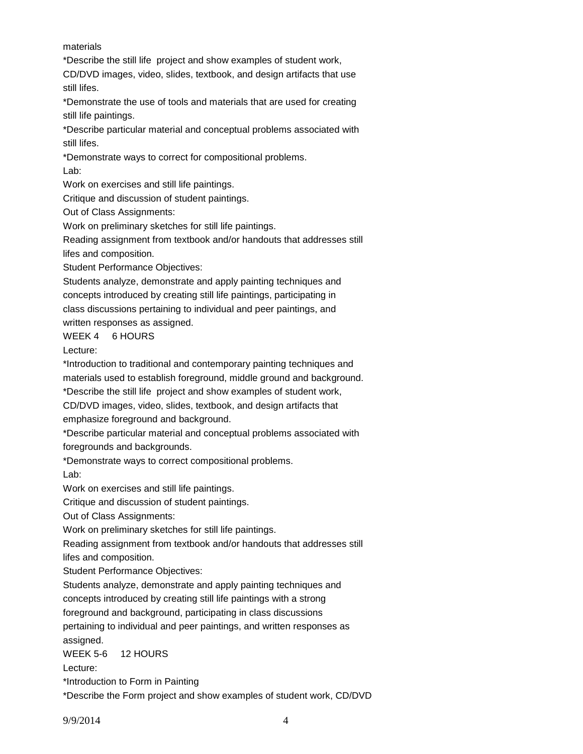materials

*Describe the still life  project and show examples of student work, CD/DVD images, video, slides, textbook, and design artifacts that use still lifes.

*Demonstrate the use of tools and materials that are used for creating still life paintings.

*Describe particular material and conceptual problems associated with still lifes.

*Demonstrate ways to correct for compositional problems.

Lab:

Work on exercises and still life paintings.

Critique and discussion of student paintings.

Out of Class Assignments:

Work on preliminary sketches for still life paintings.

Reading assignment from textbook and/or handouts that addresses still lifes and composition.

Student Performance Objectives:

Students analyze, demonstrate and apply painting techniques and concepts introduced by creating still life paintings, participating in class discussions pertaining to individual and peer paintings, and written responses as assigned.

WEEK 4     6 HOURS

Lecture:

*Introduction to traditional and contemporary painting techniques and materials used to establish foreground, middle ground and background.

*Describe the still life  project and show examples of student work, CD/DVD images, video, slides, textbook, and design artifacts that emphasize foreground and background.

*Describe particular material and conceptual problems associated with foregrounds and backgrounds.

*Demonstrate ways to correct compositional problems.

Lab:

Work on exercises and still life paintings.

Critique and discussion of student paintings.

Out of Class Assignments:

Work on preliminary sketches for still life paintings.

Reading assignment from textbook and/or handouts that addresses still lifes and composition.

Student Performance Objectives:

Students analyze, demonstrate and apply painting techniques and concepts introduced by creating still life paintings with a strong foreground and background, participating in class discussions pertaining to individual and peer paintings, and written responses as assigned.

WEEK 5-6     12 HOURS

Lecture:

*Introduction to Form in Painting

*Describe the Form project and show examples of student work, CD/DVD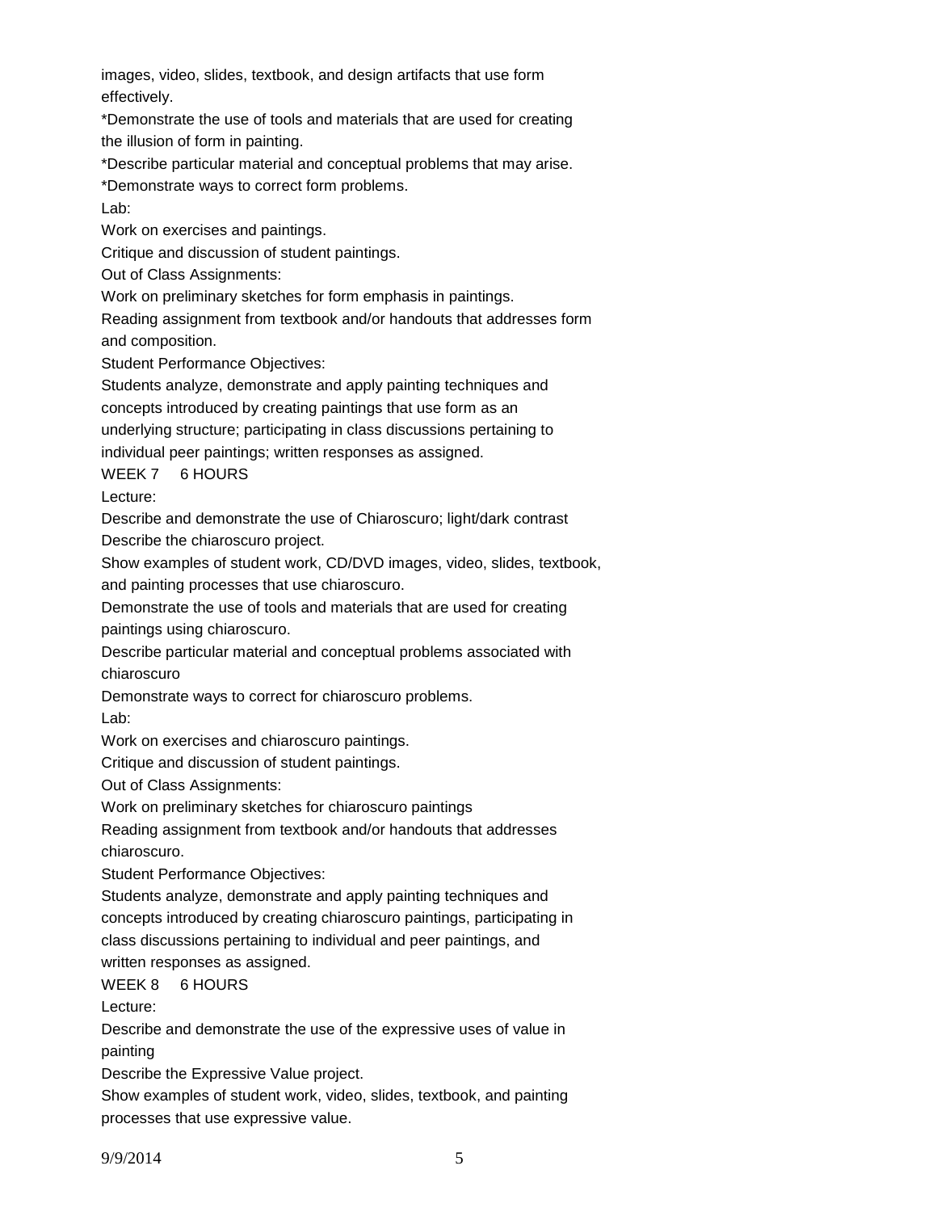images, video, slides, textbook, and design artifacts that use form effectively.

*Demonstrate the use of tools and materials that are used for creating the illusion of form in painting.

*Describe particular material and conceptual problems that may arise.

*Demonstrate ways to correct form problems.

Lab:

Work on exercises and paintings.

Critique and discussion of student paintings.

Out of Class Assignments:

Work on preliminary sketches for form emphasis in paintings.

Reading assignment from textbook and/or handouts that addresses form and composition.

Student Performance Objectives:

Students analyze, demonstrate and apply painting techniques and concepts introduced by creating paintings that use form as an underlying structure; participating in class discussions pertaining to individual peer paintings; written responses as assigned.

WEEK 7     6 HOURS

Lecture:

Describe and demonstrate the use of Chiaroscuro; light/dark contrast

Describe the chiaroscuro project.

Show examples of student work, CD/DVD images, video, slides, textbook, and painting processes that use chiaroscuro.

Demonstrate the use of tools and materials that are used for creating paintings using chiaroscuro.

Describe particular material and conceptual problems associated with chiaroscuro

Demonstrate ways to correct for chiaroscuro problems.

Lab:

Work on exercises and chiaroscuro paintings.

Critique and discussion of student paintings.

Out of Class Assignments:

Work on preliminary sketches for chiaroscuro paintings

Reading assignment from textbook and/or handouts that addresses chiaroscuro.

Student Performance Objectives:

Students analyze, demonstrate and apply painting techniques and concepts introduced by creating chiaroscuro paintings, participating in class discussions pertaining to individual and peer paintings, and written responses as assigned.

WEEK 8     6 HOURS

Lecture:

Describe and demonstrate the use of the expressive uses of value in painting

Describe the Expressive Value project.

Show examples of student work, video, slides, textbook, and painting processes that use expressive value.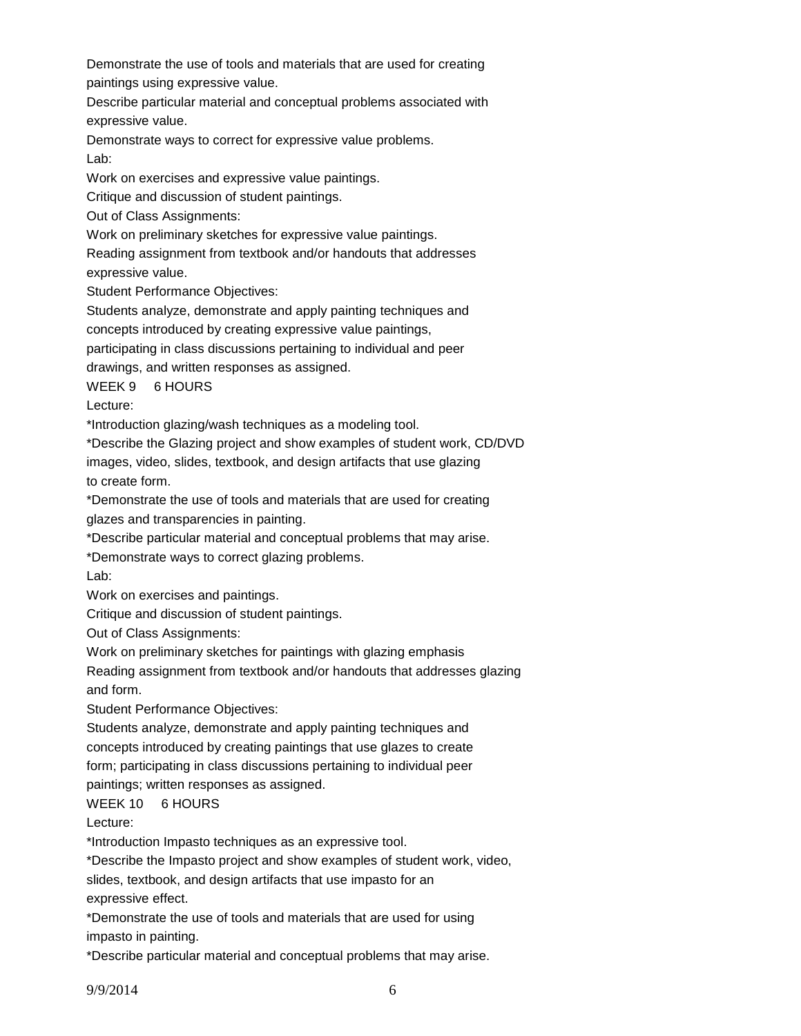Demonstrate the use of tools and materials that are used for creating paintings using expressive value.

Describe particular material and conceptual problems associated with expressive value.

Demonstrate ways to correct for expressive value problems.

Lab:

Work on exercises and expressive value paintings.

Critique and discussion of student paintings.

Out of Class Assignments:

Work on preliminary sketches for expressive value paintings.

Reading assignment from textbook and/or handouts that addresses expressive value.

Student Performance Objectives:

Students analyze, demonstrate and apply painting techniques and concepts introduced by creating expressive value paintings, participating in class discussions pertaining to individual and peer drawings, and written responses as assigned.

WEEK 9     6 HOURS

Lecture:

*Introduction glazing/wash techniques as a modeling tool.

*Describe the Glazing project and show examples of student work, CD/DVD images, video, slides, textbook, and design artifacts that use glazing to create form.

*Demonstrate the use of tools and materials that are used for creating glazes and transparencies in painting.

*Describe particular material and conceptual problems that may arise.

*Demonstrate ways to correct glazing problems.

Lab:

Work on exercises and paintings.

Critique and discussion of student paintings.

Out of Class Assignments:

Work on preliminary sketches for paintings with glazing emphasis

Reading assignment from textbook and/or handouts that addresses glazing and form.

Student Performance Objectives:

Students analyze, demonstrate and apply painting techniques and concepts introduced by creating paintings that use glazes to create form; participating in class discussions pertaining to individual peer paintings; written responses as assigned.

WEEK 10     6 HOURS

Lecture:

*Introduction Impasto techniques as an expressive tool.

*Describe the Impasto project and show examples of student work, video, slides, textbook, and design artifacts that use impasto for an expressive effect.

*Demonstrate the use of tools and materials that are used for using impasto in painting.

*Describe particular material and conceptual problems that may arise.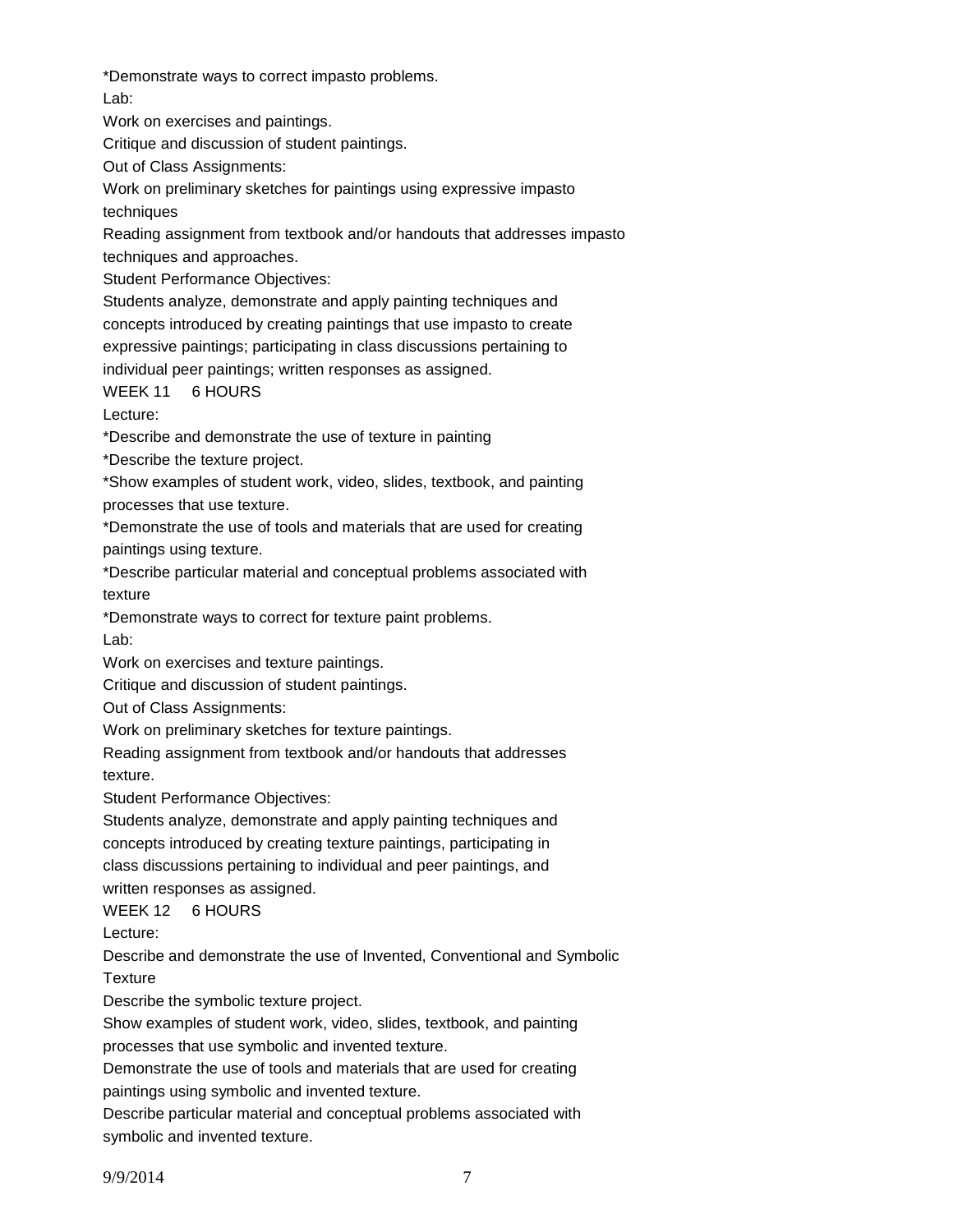*Demonstrate ways to correct impasto problems.

Lab:

Work on exercises and paintings.

Critique and discussion of student paintings.

Out of Class Assignments:

Work on preliminary sketches for paintings using expressive impasto techniques

Reading assignment from textbook and/or handouts that addresses impasto techniques and approaches.

Student Performance Objectives:

Students analyze, demonstrate and apply painting techniques and concepts introduced by creating paintings that use impasto to create expressive paintings; participating in class discussions pertaining to individual peer paintings; written responses as assigned.

WEEK 11 6 HOURS

Lecture:

*Describe and demonstrate the use of texture in painting

*Describe the texture project.

*Show examples of student work, video, slides, textbook, and painting processes that use texture.

*Demonstrate the use of tools and materials that are used for creating paintings using texture.

*Describe particular material and conceptual problems associated with texture

*Demonstrate ways to correct for texture paint problems.

Lab:

Work on exercises and texture paintings.

Critique and discussion of student paintings.

Out of Class Assignments:

Work on preliminary sketches for texture paintings.

Reading assignment from textbook and/or handouts that addresses texture.

Student Performance Objectives:

Students analyze, demonstrate and apply painting techniques and concepts introduced by creating texture paintings, participating in class discussions pertaining to individual and peer paintings, and written responses as assigned.

WEEK 12 6 HOURS

Lecture:

Describe and demonstrate the use of Invented, Conventional and Symbolic Texture

Describe the symbolic texture project.

Show examples of student work, video, slides, textbook, and painting processes that use symbolic and invented texture.

Demonstrate the use of tools and materials that are used for creating paintings using symbolic and invented texture.

Describe particular material and conceptual problems associated with symbolic and invented texture.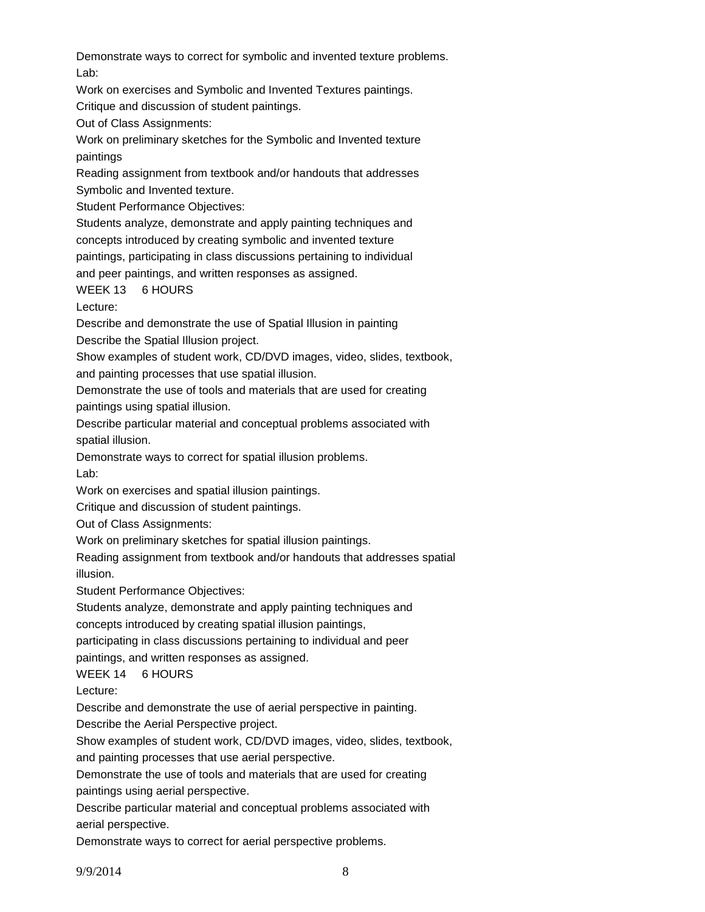Demonstrate ways to correct for symbolic and invented texture problems.

Lab:

Work on exercises and Symbolic and Invented Textures paintings.

Critique and discussion of student paintings.

Out of Class Assignments:

Work on preliminary sketches for the Symbolic and Invented texture paintings

Reading assignment from textbook and/or handouts that addresses Symbolic and Invented texture.

Student Performance Objectives:

Students analyze, demonstrate and apply painting techniques and concepts introduced by creating symbolic and invented texture paintings, participating in class discussions pertaining to individual and peer paintings, and written responses as assigned.

WEEK 13 6 HOURS

Lecture:

Describe and demonstrate the use of Spatial Illusion in painting

Describe the Spatial Illusion project.

Show examples of student work, CD/DVD images, video, slides, textbook, and painting processes that use spatial illusion.

Demonstrate the use of tools and materials that are used for creating paintings using spatial illusion.

Describe particular material and conceptual problems associated with spatial illusion.

Demonstrate ways to correct for spatial illusion problems.

Lab:

Work on exercises and spatial illusion paintings.

Critique and discussion of student paintings.

Out of Class Assignments:

Work on preliminary sketches for spatial illusion paintings.

Reading assignment from textbook and/or handouts that addresses spatial illusion.

Student Performance Objectives:

Students analyze, demonstrate and apply painting techniques and concepts introduced by creating spatial illusion paintings, participating in class discussions pertaining to individual and peer paintings, and written responses as assigned.

WEEK 14 6 HOURS

Lecture:

Describe and demonstrate the use of aerial perspective in painting.

Describe the Aerial Perspective project.

Show examples of student work, CD/DVD images, video, slides, textbook, and painting processes that use aerial perspective.

Demonstrate the use of tools and materials that are used for creating paintings using aerial perspective.

Describe particular material and conceptual problems associated with aerial perspective.

Demonstrate ways to correct for aerial perspective problems.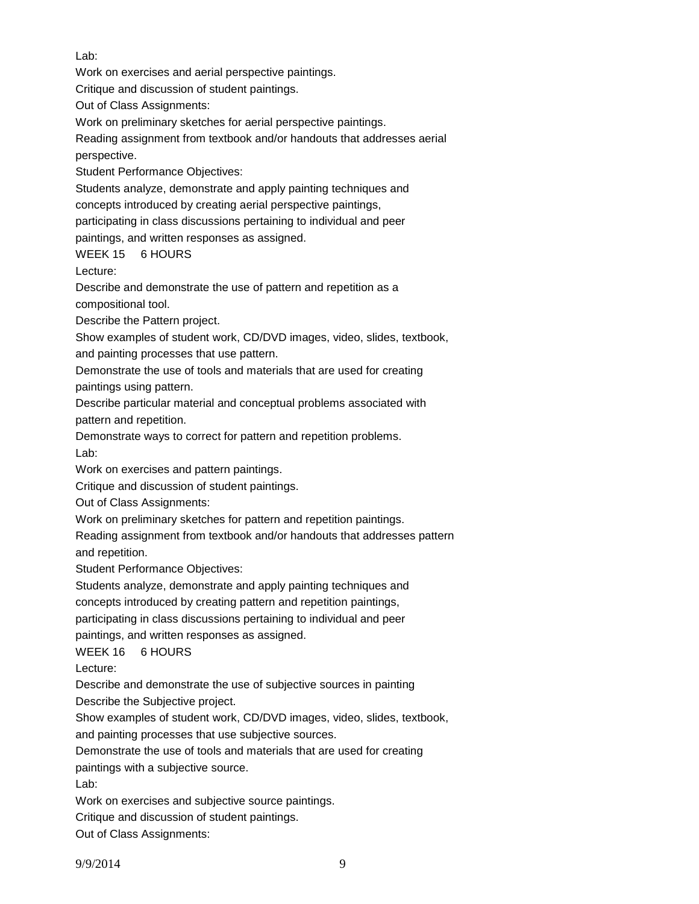Lab:

Work on exercises and aerial perspective paintings.

Critique and discussion of student paintings.

Out of Class Assignments:

Work on preliminary sketches for aerial perspective paintings.

Reading assignment from textbook and/or handouts that addresses aerial perspective.

Student Performance Objectives:

Students analyze, demonstrate and apply painting techniques and concepts introduced by creating aerial perspective paintings, participating in class discussions pertaining to individual and peer paintings, and written responses as assigned.

WEEK 15     6 HOURS

Lecture:

Describe and demonstrate the use of pattern and repetition as a compositional tool.

Describe the Pattern project.

Show examples of student work, CD/DVD images, video, slides, textbook, and painting processes that use pattern.

Demonstrate the use of tools and materials that are used for creating paintings using pattern.

Describe particular material and conceptual problems associated with pattern and repetition.

Demonstrate ways to correct for pattern and repetition problems.

Lab:

Work on exercises and pattern paintings.

Critique and discussion of student paintings.

Out of Class Assignments:

Work on preliminary sketches for pattern and repetition paintings.

Reading assignment from textbook and/or handouts that addresses pattern and repetition.

Student Performance Objectives:

Students analyze, demonstrate and apply painting techniques and concepts introduced by creating pattern and repetition paintings, participating in class discussions pertaining to individual and peer paintings, and written responses as assigned.

WEEK 16     6 HOURS

Lecture:

Describe and demonstrate the use of subjective sources in painting

Describe the Subjective project.

Show examples of student work, CD/DVD images, video, slides, textbook, and painting processes that use subjective sources.

Demonstrate the use of tools and materials that are used for creating paintings with a subjective source.

Lab:

Work on exercises and subjective source paintings.

Critique and discussion of student paintings.

Out of Class Assignments: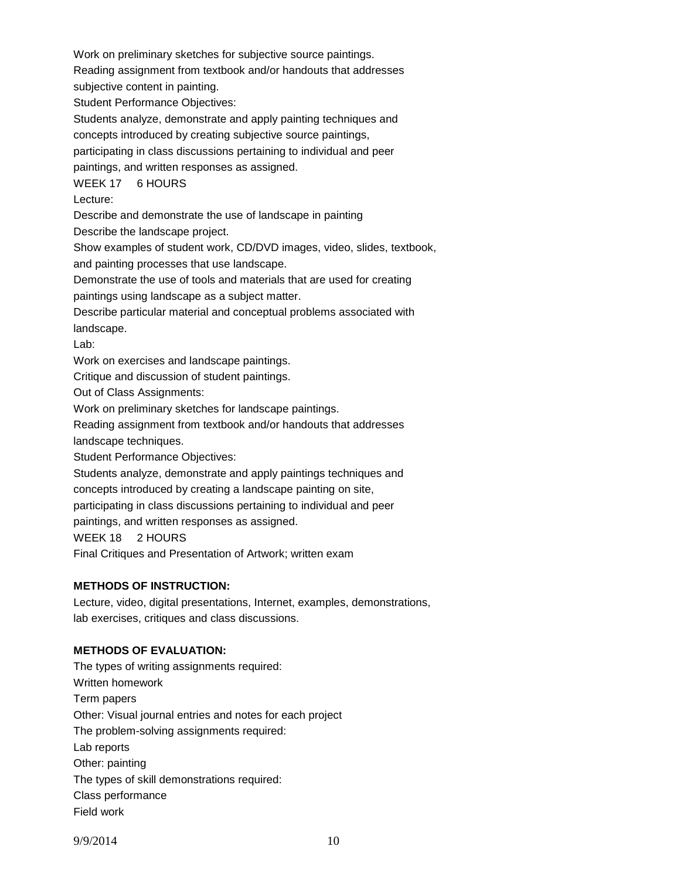Work on preliminary sketches for subjective source paintings.
Reading assignment from textbook and/or handouts that addresses subjective content in painting.
Student Performance Objectives:
Students analyze, demonstrate and apply painting techniques and concepts introduced by creating subjective source paintings, participating in class discussions pertaining to individual and peer paintings, and written responses as assigned.
WEEK 17 6 HOURS
Lecture:
Describe and demonstrate the use of landscape in painting
Describe the landscape project.
Show examples of student work, CD/DVD images, video, slides, textbook, and painting processes that use landscape.
Demonstrate the use of tools and materials that are used for creating paintings using landscape as a subject matter.
Describe particular material and conceptual problems associated with landscape.
Lab:
Work on exercises and landscape paintings.
Critique and discussion of student paintings.
Out of Class Assignments:
Work on preliminary sketches for landscape paintings.
Reading assignment from textbook and/or handouts that addresses landscape techniques.
Student Performance Objectives:
Students analyze, demonstrate and apply paintings techniques and concepts introduced by creating a landscape painting on site, participating in class discussions pertaining to individual and peer paintings, and written responses as assigned.
WEEK 18 2 HOURS
Final Critiques and Presentation of Artwork; written exam

**METHODS OF INSTRUCTION:**

Lecture, video, digital presentations, Internet, examples, demonstrations, lab exercises, critiques and class discussions.

**METHODS OF EVALUATION:**

The types of writing assignments required:
Written homework
Term papers
Other: Visual journal entries and notes for each project
The problem-solving assignments required:
Lab reports
Other: painting
The types of skill demonstrations required:
Class performance
Field work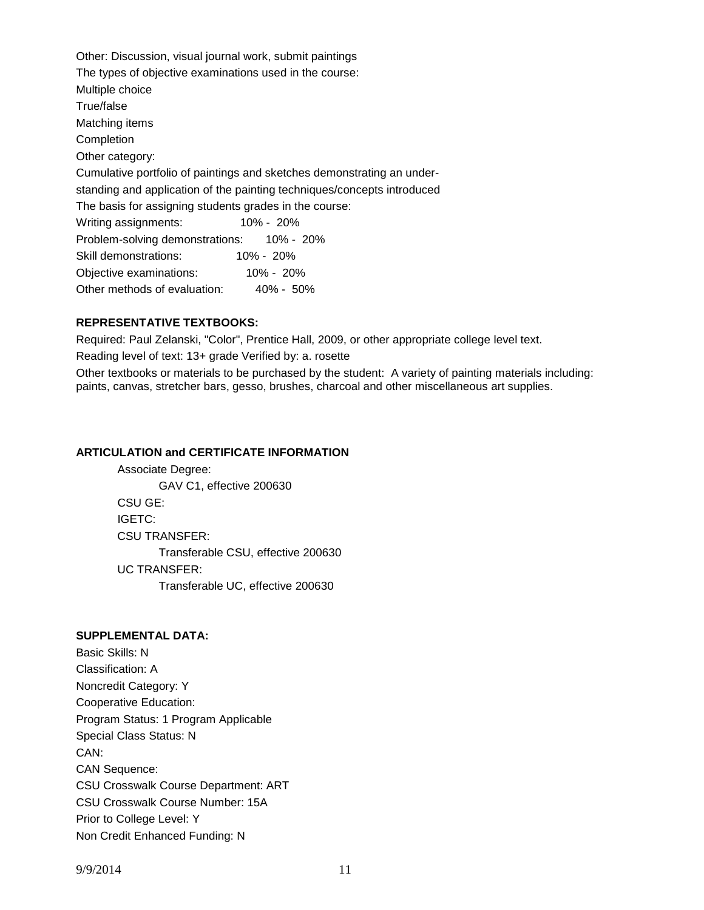Other: Discussion, visual journal work, submit paintings

The types of objective examinations used in the course:

Multiple choice

True/false

Matching items

Completion

Other category:

Cumulative portfolio of paintings and sketches demonstrating an under-standing and application of the painting techniques/concepts introduced

The basis for assigning students grades in the course:

| | |
|---|---|
| Writing assignments: | 10% - 20% |
| Problem-solving demonstrations: | 10% - 20% |
| Skill demonstrations: | 10% - 20% |
| Objective examinations: | 10% - 20% |
| Other methods of evaluation: | 40% - 50% |

**REPRESENTATIVE TEXTBOOKS:**

Required: Paul Zelanski, "Color", Prentice Hall, 2009, or other appropriate college level text.

Reading level of text: 13+ grade Verified by: a. rosette

Other textbooks or materials to be purchased by the student: A variety of painting materials including: paints, canvas, stretcher bars, gesso, brushes, charcoal and other miscellaneous art supplies.

**ARTICULATION and CERTIFICATE INFORMATION**

Associate Degree:
    GAV C1, effective 200630

CSU GE:

IGETC:

CSU TRANSFER:
    Transferable CSU, effective 200630

UC TRANSFER:
    Transferable UC, effective 200630

**SUPPLEMENTAL DATA:**

Basic Skills: N

Classification: A

Noncredit Category: Y

Cooperative Education:

Program Status: 1 Program Applicable

Special Class Status: N

CAN:

CAN Sequence:

CSU Crosswalk Course Department: ART

CSU Crosswalk Course Number: 15A

Prior to College Level: Y

Non Credit Enhanced Funding: N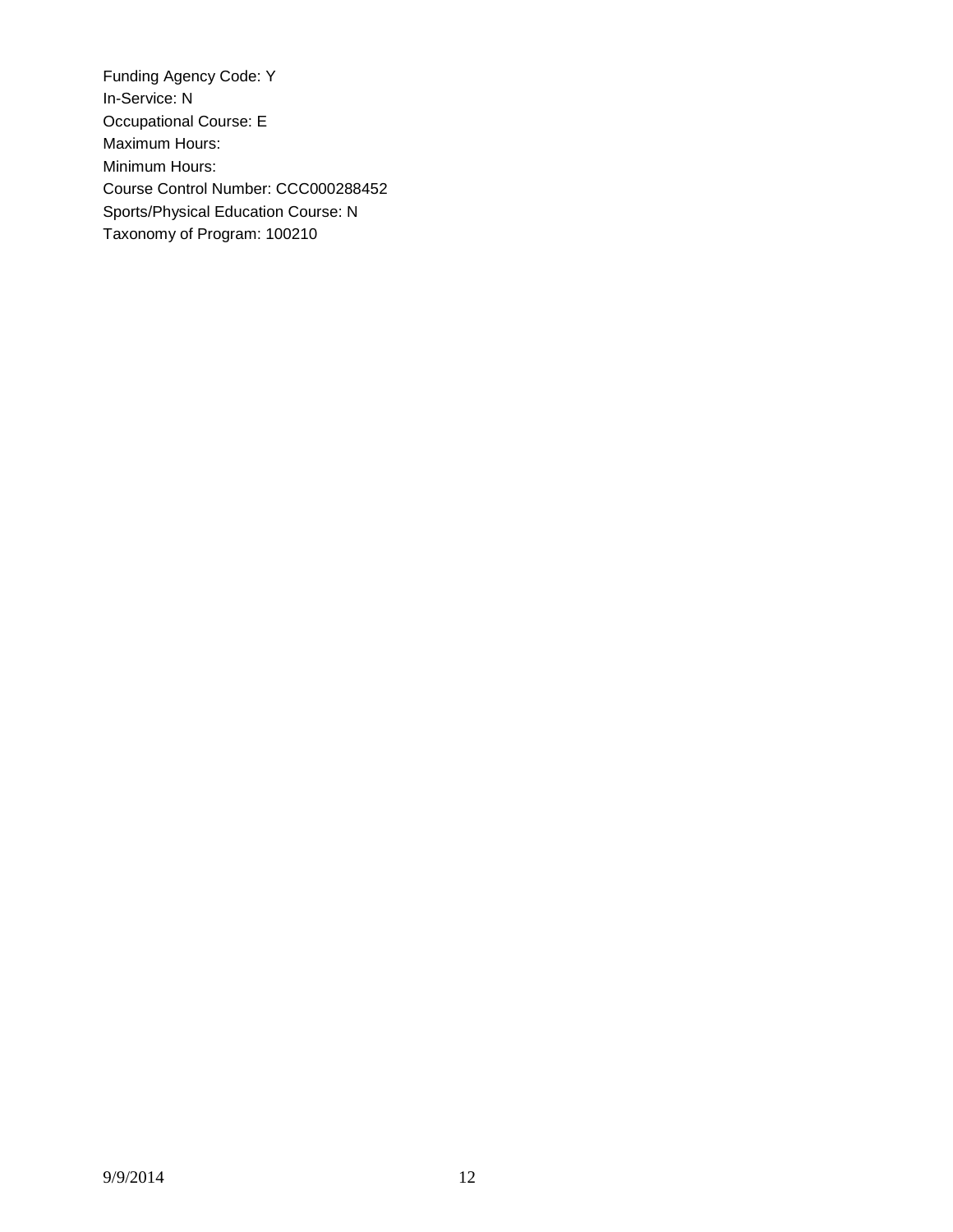Funding Agency Code: Y
In-Service: N
Occupational Course: E
Maximum Hours:
Minimum Hours:
Course Control Number: CCC000288452
Sports/Physical Education Course: N
Taxonomy of Program: 100210